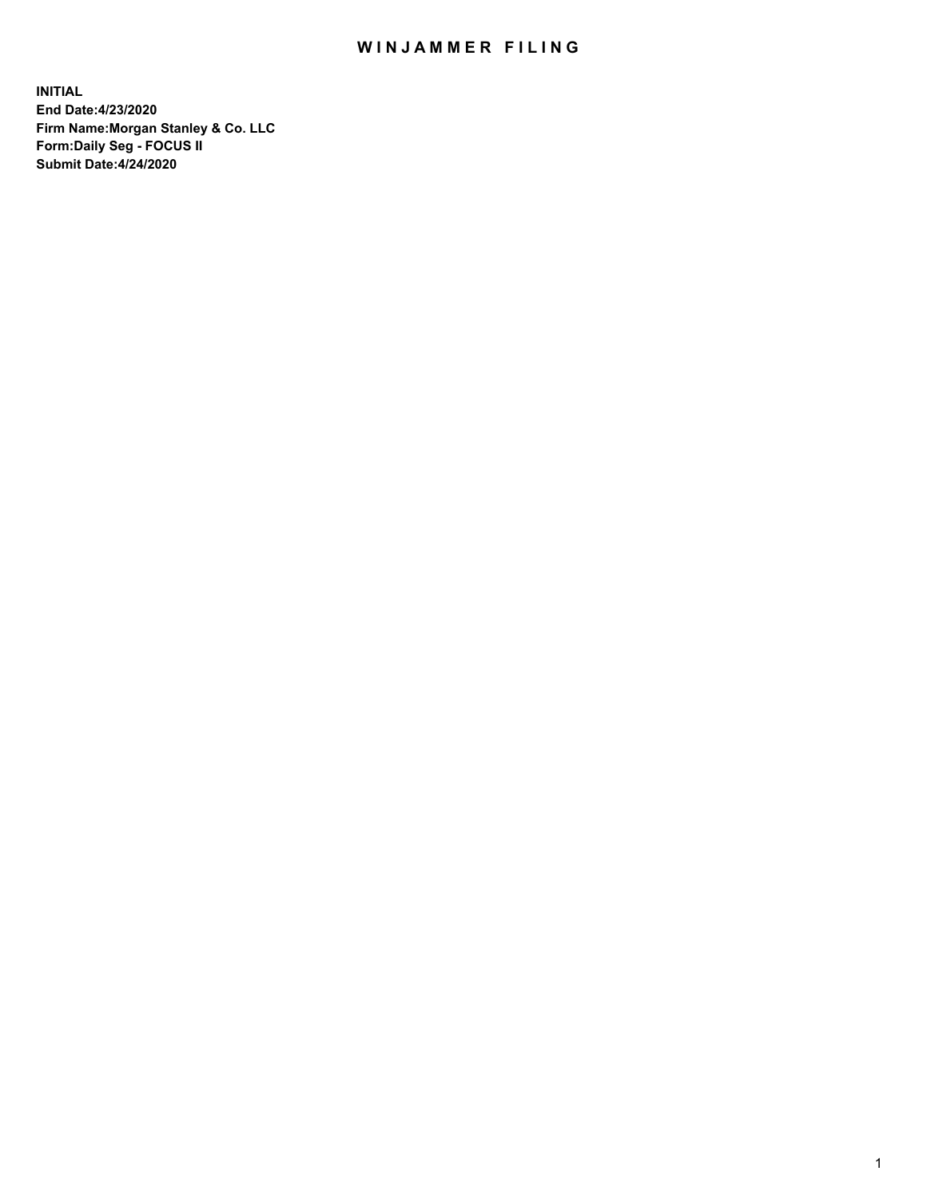# WINJAMMER FILING

**INITIAL**
**End Date:4/23/2020**
**Firm Name:Morgan Stanley & Co. LLC**
**Form:Daily Seg - FOCUS II**
**Submit Date:4/24/2020**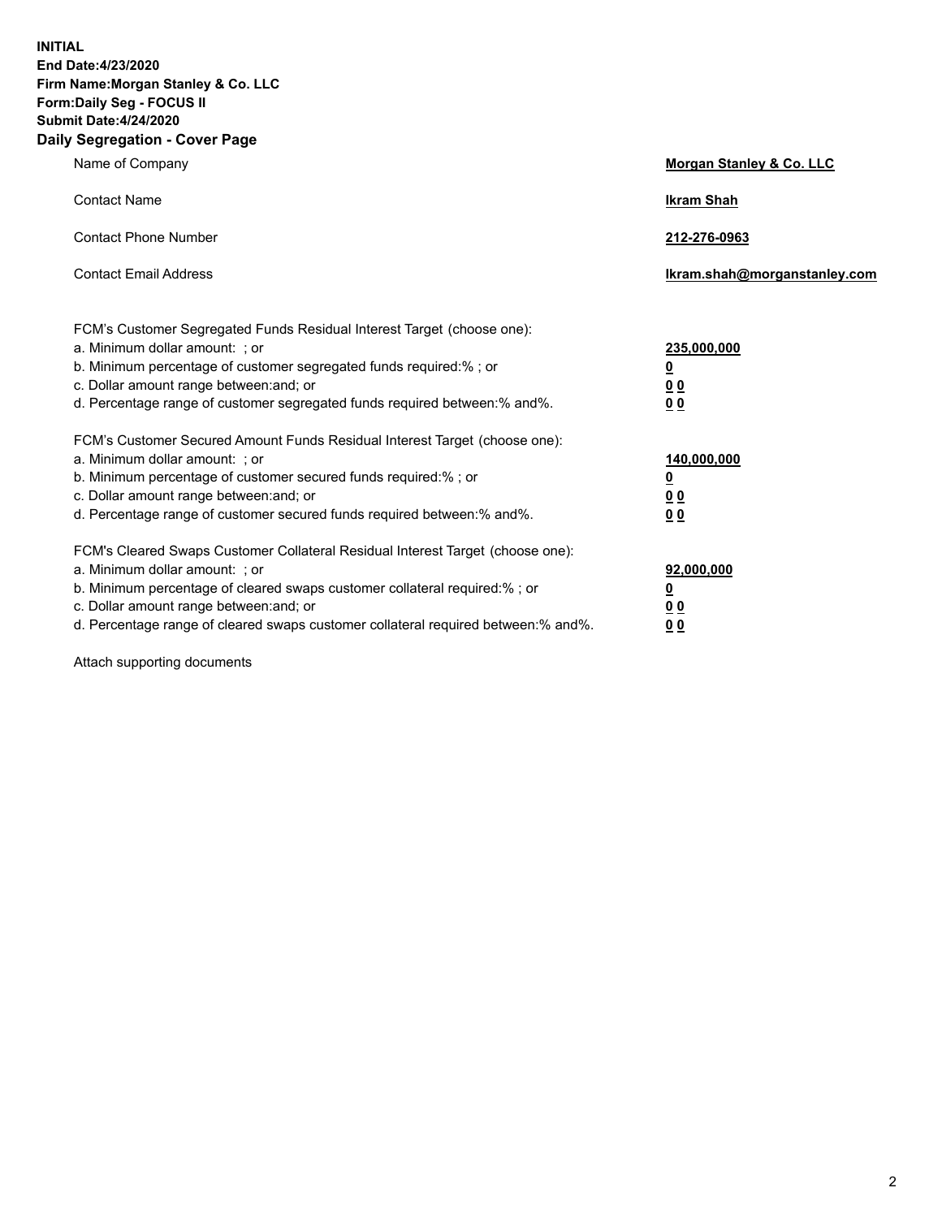**INITIAL**
**End Date:4/23/2020**
**Firm Name:Morgan Stanley & Co. LLC**
**Form:Daily Seg - FOCUS II**
**Submit Date:4/24/2020**

## Daily Segregation - Cover Page

| | |
|---|---|
| Name of Company | **Morgan Stanley & Co. LLC** |
| Contact Name | **Ikram Shah** |
| Contact Phone Number | **212-276-0963** |
| Contact Email Address | **Ikram.shah@morganstanley.com** |

| | |
|---|---|
| FCM's Customer Segregated Funds Residual Interest Target (choose one): | |
| a. Minimum dollar amount: ; or | **235,000,000** |
| b. Minimum percentage of customer segregated funds required:% ; or | **0** |
| c. Dollar amount range between:and; or | **0 0** |
| d. Percentage range of customer segregated funds required between:% and%. | **0 0** |
| FCM's Customer Secured Amount Funds Residual Interest Target (choose one): | |
| a. Minimum dollar amount: ; or | **140,000,000** |
| b. Minimum percentage of customer secured funds required:% ; or | **0** |
| c. Dollar amount range between:and; or | **0 0** |
| d. Percentage range of customer secured funds required between:% and%. | **0 0** |
| FCM's Cleared Swaps Customer Collateral Residual Interest Target (choose one): | |
| a. Minimum dollar amount: ; or | **92,000,000** |
| b. Minimum percentage of cleared swaps customer collateral required:% ; or | **0** |
| c. Dollar amount range between:and; or | **0 0** |
| d. Percentage range of cleared swaps customer collateral required between:% and%. | **0 0** |

Attach supporting documents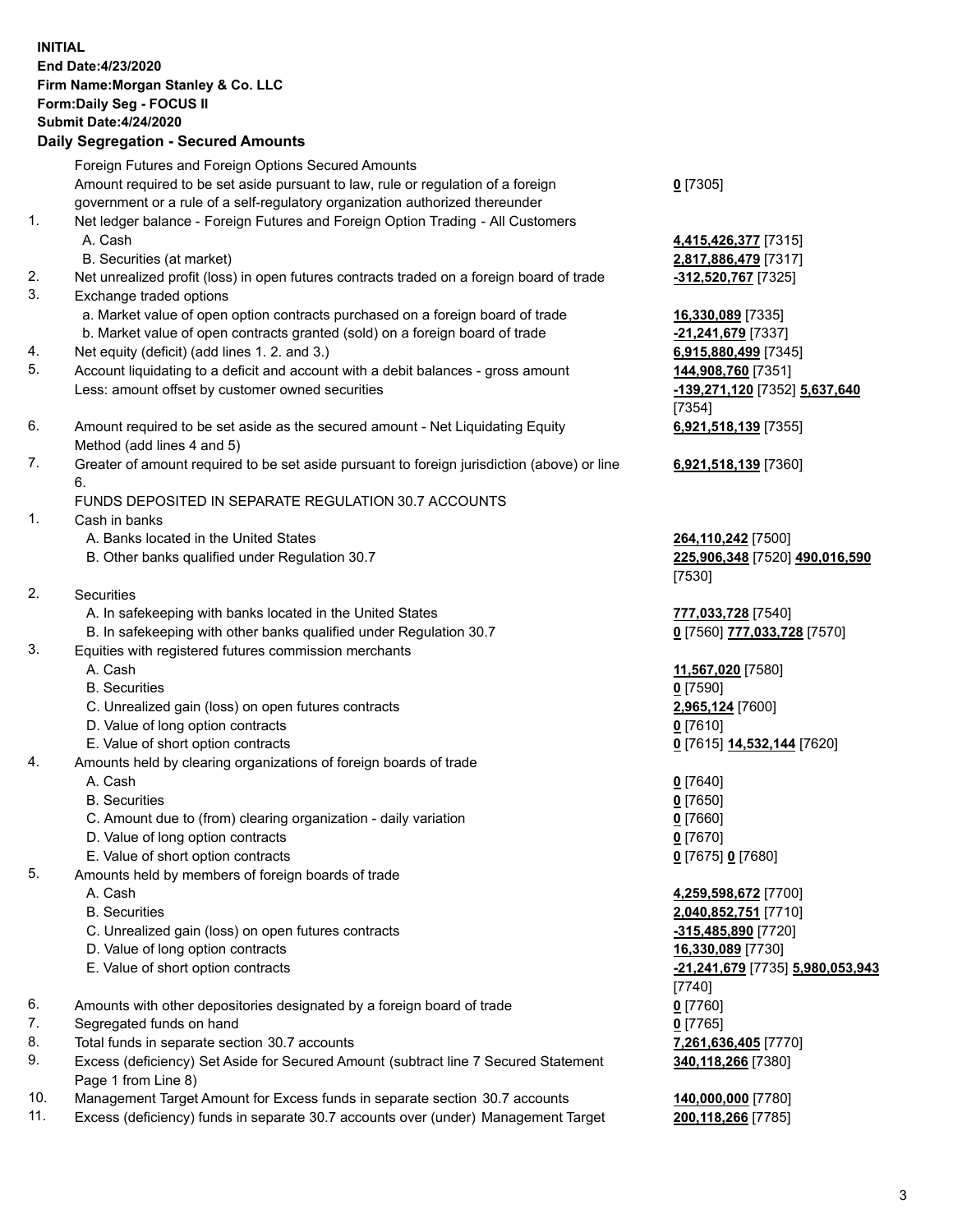**INITIAL**
**End Date:4/23/2020**
**Firm Name:Morgan Stanley & Co. LLC**
**Form:Daily Seg - FOCUS II**
**Submit Date:4/24/2020**

## Daily Segregation - Secured Amounts

| | | |
|---|---|---|
| | Foreign Futures and Foreign Options Secured Amounts | |
| | Amount required to be set aside pursuant to law, rule or regulation of a foreign government or a rule of a self-regulatory organization authorized thereunder | **0** [7305] |
| 1. | Net ledger balance - Foreign Futures and Foreign Option Trading - All Customers | |
| | A. Cash | **4,415,426,377** [7315] |
| | B. Securities (at market) | **2,817,886,479** [7317] |
| 2. | Net unrealized profit (loss) in open futures contracts traded on a foreign board of trade | **-312,520,767** [7325] |
| 3. | Exchange traded options | |
| | a. Market value of open option contracts purchased on a foreign board of trade | **16,330,089** [7335] |
| | b. Market value of open contracts granted (sold) on a foreign board of trade | **-21,241,679** [7337] |
| 4. | Net equity (deficit) (add lines 1. 2. and 3.) | **6,915,880,499** [7345] |
| 5. | Account liquidating to a deficit and account with a debit balances - gross amount | **144,908,760** [7351] |
| | Less: amount offset by customer owned securities | **-139,271,120** [7352] **5,637,640** [7354] |
| 6. | Amount required to be set aside as the secured amount - Net Liquidating Equity Method (add lines 4 and 5) | **6,921,518,139** [7355] |
| 7. | Greater of amount required to be set aside pursuant to foreign jurisdiction (above) or line 6. | **6,921,518,139** [7360] |
| | FUNDS DEPOSITED IN SEPARATE REGULATION 30.7 ACCOUNTS | |
| 1. | Cash in banks | |
| | A. Banks located in the United States | **264,110,242** [7500] |
| | B. Other banks qualified under Regulation 30.7 | **225,906,348** [7520] **490,016,590** [7530] |
| 2. | Securities | |
| | A. In safekeeping with banks located in the United States | **777,033,728** [7540] |
| | B. In safekeeping with other banks qualified under Regulation 30.7 | **0** [7560] **777,033,728** [7570] |
| 3. | Equities with registered futures commission merchants | |
| | A. Cash | **11,567,020** [7580] |
| | B. Securities | **0** [7590] |
| | C. Unrealized gain (loss) on open futures contracts | **2,965,124** [7600] |
| | D. Value of long option contracts | **0** [7610] |
| | E. Value of short option contracts | **0** [7615] **14,532,144** [7620] |
| 4. | Amounts held by clearing organizations of foreign boards of trade | |
| | A. Cash | **0** [7640] |
| | B. Securities | **0** [7650] |
| | C. Amount due to (from) clearing organization - daily variation | **0** [7660] |
| | D. Value of long option contracts | **0** [7670] |
| | E. Value of short option contracts | **0** [7675] **0** [7680] |
| 5. | Amounts held by members of foreign boards of trade | |
| | A. Cash | **4,259,598,672** [7700] |
| | B. Securities | **2,040,852,751** [7710] |
| | C. Unrealized gain (loss) on open futures contracts | **-315,485,890** [7720] |
| | D. Value of long option contracts | **16,330,089** [7730] |
| | E. Value of short option contracts | **-21,241,679** [7735] **5,980,053,943** [7740] |
| 6. | Amounts with other depositories designated by a foreign board of trade | **0** [7760] |
| 7. | Segregated funds on hand | **0** [7765] |
| 8. | Total funds in separate section 30.7 accounts | **7,261,636,405** [7770] |
| 9. | Excess (deficiency) Set Aside for Secured Amount (subtract line 7 Secured Statement Page 1 from Line 8) | **340,118,266** [7380] |
| 10. | Management Target Amount for Excess funds in separate section 30.7 accounts | **140,000,000** [7780] |
| 11. | Excess (deficiency) funds in separate 30.7 accounts over (under) Management Target | **200,118,266** [7785] |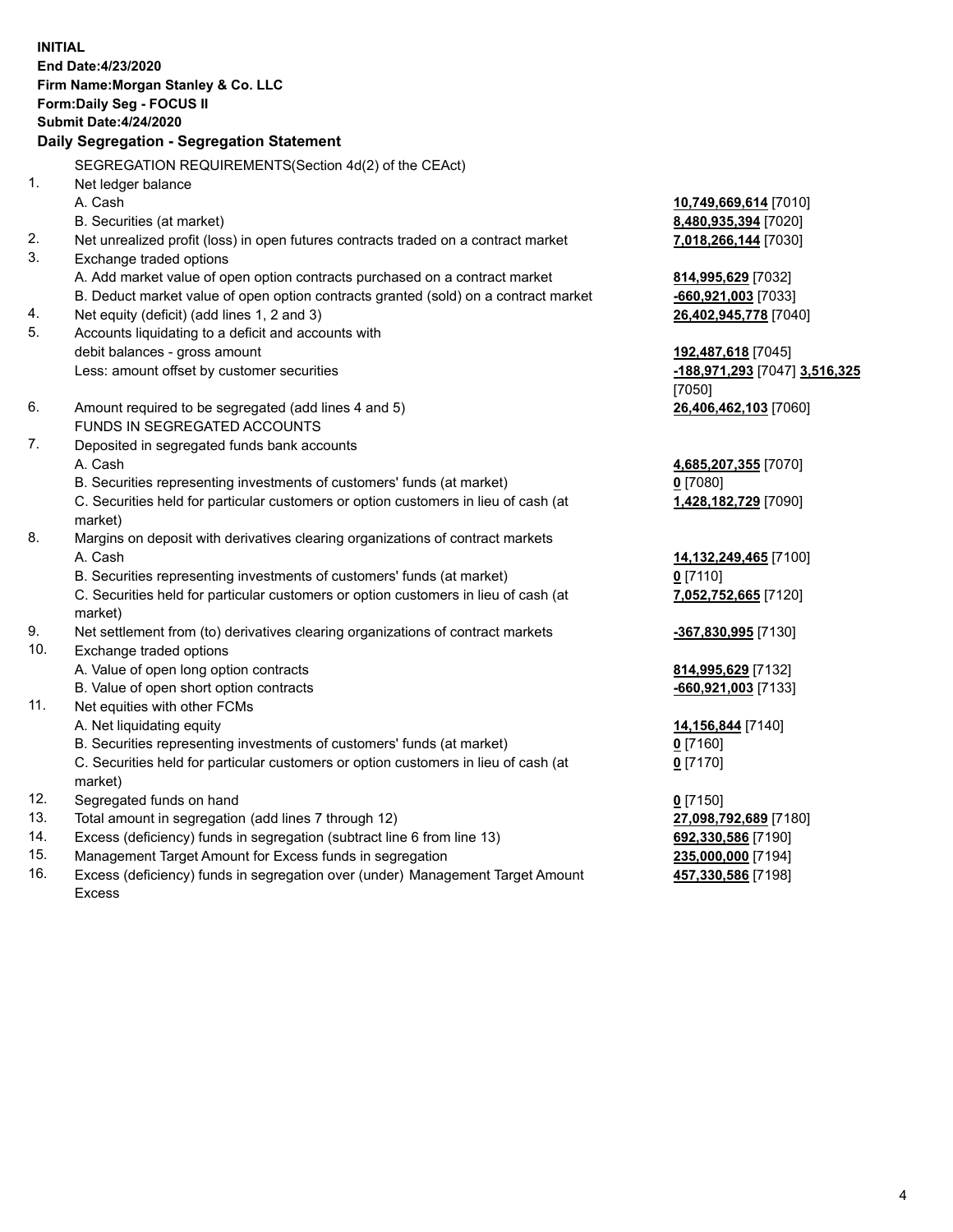**INITIAL**
**End Date:4/23/2020**
**Firm Name:Morgan Stanley & Co. LLC**
**Form:Daily Seg - FOCUS II**
**Submit Date:4/24/2020**

## Daily Segregation - Segregation Statement

SEGREGATION REQUIREMENTS(Section 4d(2) of the CEAct)

| | | |
|---|---|---|
| 1. | Net ledger balance | |
| | A. Cash | **10,749,669,614** [7010] |
| | B. Securities (at market) | **8,480,935,394** [7020] |
| 2. | Net unrealized profit (loss) in open futures contracts traded on a contract market | **7,018,266,144** [7030] |
| 3. | Exchange traded options | |
| | A. Add market value of open option contracts purchased on a contract market | **814,995,629** [7032] |
| | B. Deduct market value of open option contracts granted (sold) on a contract market | **-660,921,003** [7033] |
| 4. | Net equity (deficit) (add lines 1, 2 and 3) | **26,402,945,778** [7040] |
| 5. | Accounts liquidating to a deficit and accounts with debit balances - gross amount | **192,487,618** [7045] |
| | Less: amount offset by customer securities | **-188,971,293** [7047] **3,516,325** [7050] |
| 6. | Amount required to be segregated (add lines 4 and 5) | **26,406,462,103** [7060] |
| | FUNDS IN SEGREGATED ACCOUNTS | |
| 7. | Deposited in segregated funds bank accounts | |
| | A. Cash | **4,685,207,355** [7070] |
| | B. Securities representing investments of customers' funds (at market) | **0** [7080] |
| | C. Securities held for particular customers or option customers in lieu of cash (at market) | **1,428,182,729** [7090] |
| 8. | Margins on deposit with derivatives clearing organizations of contract markets | |
| | A. Cash | **14,132,249,465** [7100] |
| | B. Securities representing investments of customers' funds (at market) | **0** [7110] |
| | C. Securities held for particular customers or option customers in lieu of cash (at market) | **7,052,752,665** [7120] |
| 9. | Net settlement from (to) derivatives clearing organizations of contract markets | **-367,830,995** [7130] |
| 10. | Exchange traded options | |
| | A. Value of open long option contracts | **814,995,629** [7132] |
| | B. Value of open short option contracts | **-660,921,003** [7133] |
| 11. | Net equities with other FCMs | |
| | A. Net liquidating equity | **14,156,844** [7140] |
| | B. Securities representing investments of customers' funds (at market) | **0** [7160] |
| | C. Securities held for particular customers or option customers in lieu of cash (at market) | **0** [7170] |
| 12. | Segregated funds on hand | **0** [7150] |
| 13. | Total amount in segregation (add lines 7 through 12) | **27,098,792,689** [7180] |
| 14. | Excess (deficiency) funds in segregation (subtract line 6 from line 13) | **692,330,586** [7190] |
| 15. | Management Target Amount for Excess funds in segregation | **235,000,000** [7194] |
| 16. | Excess (deficiency) funds in segregation over (under) Management Target Amount Excess | **457,330,586** [7198] |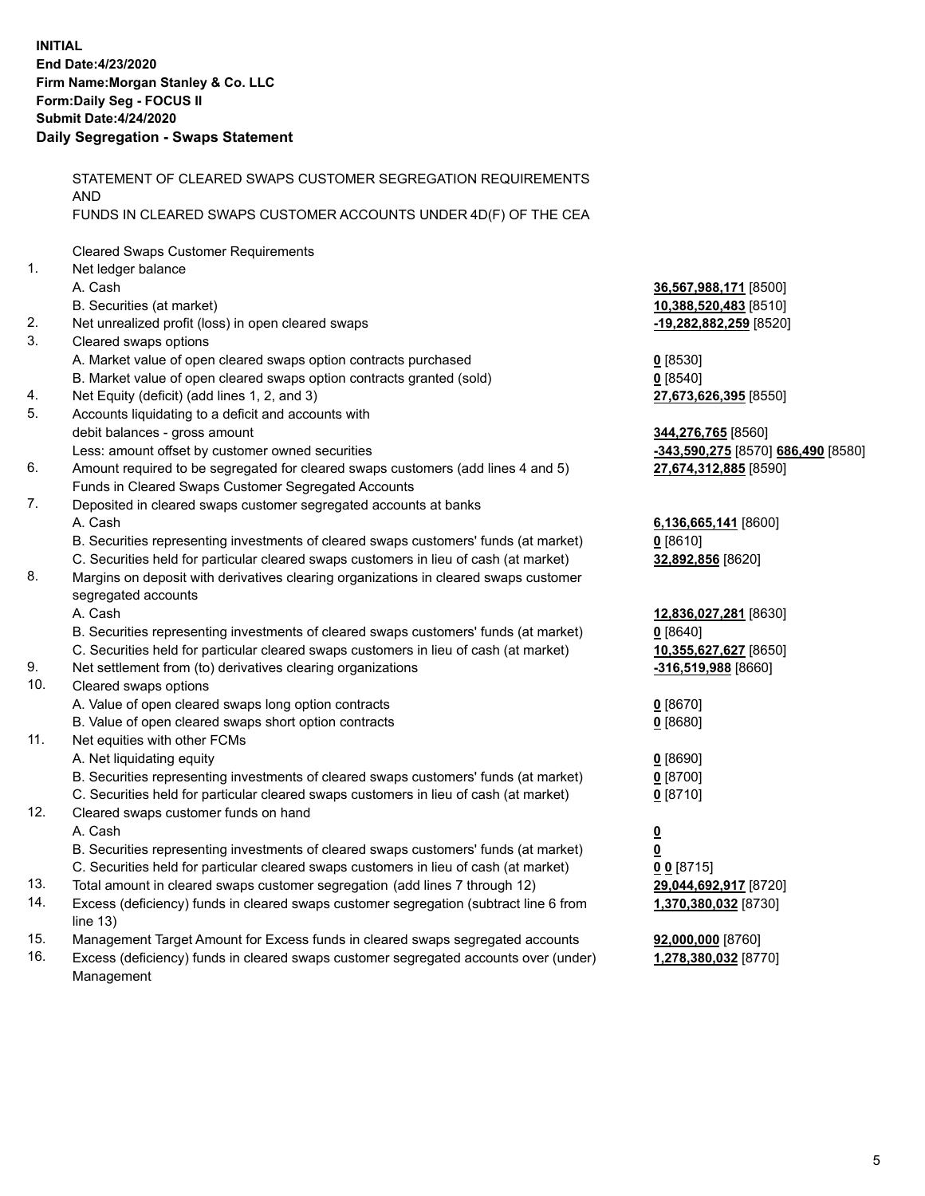**INITIAL**
**End Date:4/23/2020**
**Firm Name:Morgan Stanley & Co. LLC**
**Form:Daily Seg - FOCUS II**
**Submit Date:4/24/2020**
**Daily Segregation - Swaps Statement**

STATEMENT OF CLEARED SWAPS CUSTOMER SEGREGATION REQUIREMENTS AND FUNDS IN CLEARED SWAPS CUSTOMER ACCOUNTS UNDER 4D(F) OF THE CEA

| | | |
|---|---|---|
| | Cleared Swaps Customer Requirements | |
| 1. | Net ledger balance | |
| | A. Cash | **36,567,988,171** [8500] |
| | B. Securities (at market) | **10,388,520,483** [8510] |
| 2. | Net unrealized profit (loss) in open cleared swaps | **-19,282,882,259** [8520] |
| 3. | Cleared swaps options | |
| | A. Market value of open cleared swaps option contracts purchased | **0** [8530] |
| | B. Market value of open cleared swaps option contracts granted (sold) | **0** [8540] |
| 4. | Net Equity (deficit) (add lines 1, 2, and 3) | **27,673,626,395** [8550] |
| 5. | Accounts liquidating to a deficit and accounts with debit balances - gross amount | **344,276,765** [8560] |
| | Less: amount offset by customer owned securities | **-343,590,275** [8570] **686,490** [8580] |
| 6. | Amount required to be segregated for cleared swaps customers (add lines 4 and 5) | **27,674,312,885** [8590] |
| | Funds in Cleared Swaps Customer Segregated Accounts | |
| 7. | Deposited in cleared swaps customer segregated accounts at banks | |
| | A. Cash | **6,136,665,141** [8600] |
| | B. Securities representing investments of cleared swaps customers' funds (at market) | **0** [8610] |
| | C. Securities held for particular cleared swaps customers in lieu of cash (at market) | **32,892,856** [8620] |
| 8. | Margins on deposit with derivatives clearing organizations in cleared swaps customer segregated accounts | |
| | A. Cash | **12,836,027,281** [8630] |
| | B. Securities representing investments of cleared swaps customers' funds (at market) | **0** [8640] |
| | C. Securities held for particular cleared swaps customers in lieu of cash (at market) | **10,355,627,627** [8650] |
| 9. | Net settlement from (to) derivatives clearing organizations | **-316,519,988** [8660] |
| 10. | Cleared swaps options | |
| | A. Value of open cleared swaps long option contracts | **0** [8670] |
| | B. Value of open cleared swaps short option contracts | **0** [8680] |
| 11. | Net equities with other FCMs | |
| | A. Net liquidating equity | **0** [8690] |
| | B. Securities representing investments of cleared swaps customers' funds (at market) | **0** [8700] |
| | C. Securities held for particular cleared swaps customers in lieu of cash (at market) | **0** [8710] |
| 12. | Cleared swaps customer funds on hand | |
| | A. Cash | **0** |
| | B. Securities representing investments of cleared swaps customers' funds (at market) | **0** |
| | C. Securities held for particular cleared swaps customers in lieu of cash (at market) | **0** **0** [8715] |
| 13. | Total amount in cleared swaps customer segregation (add lines 7 through 12) | **29,044,692,917** [8720] |
| 14. | Excess (deficiency) funds in cleared swaps customer segregation (subtract line 6 from line 13) | **1,370,380,032** [8730] |
| 15. | Management Target Amount for Excess funds in cleared swaps segregated accounts | **92,000,000** [8760] |
| 16. | Excess (deficiency) funds in cleared swaps customer segregated accounts over (under) Management | **1,278,380,032** [8770] |